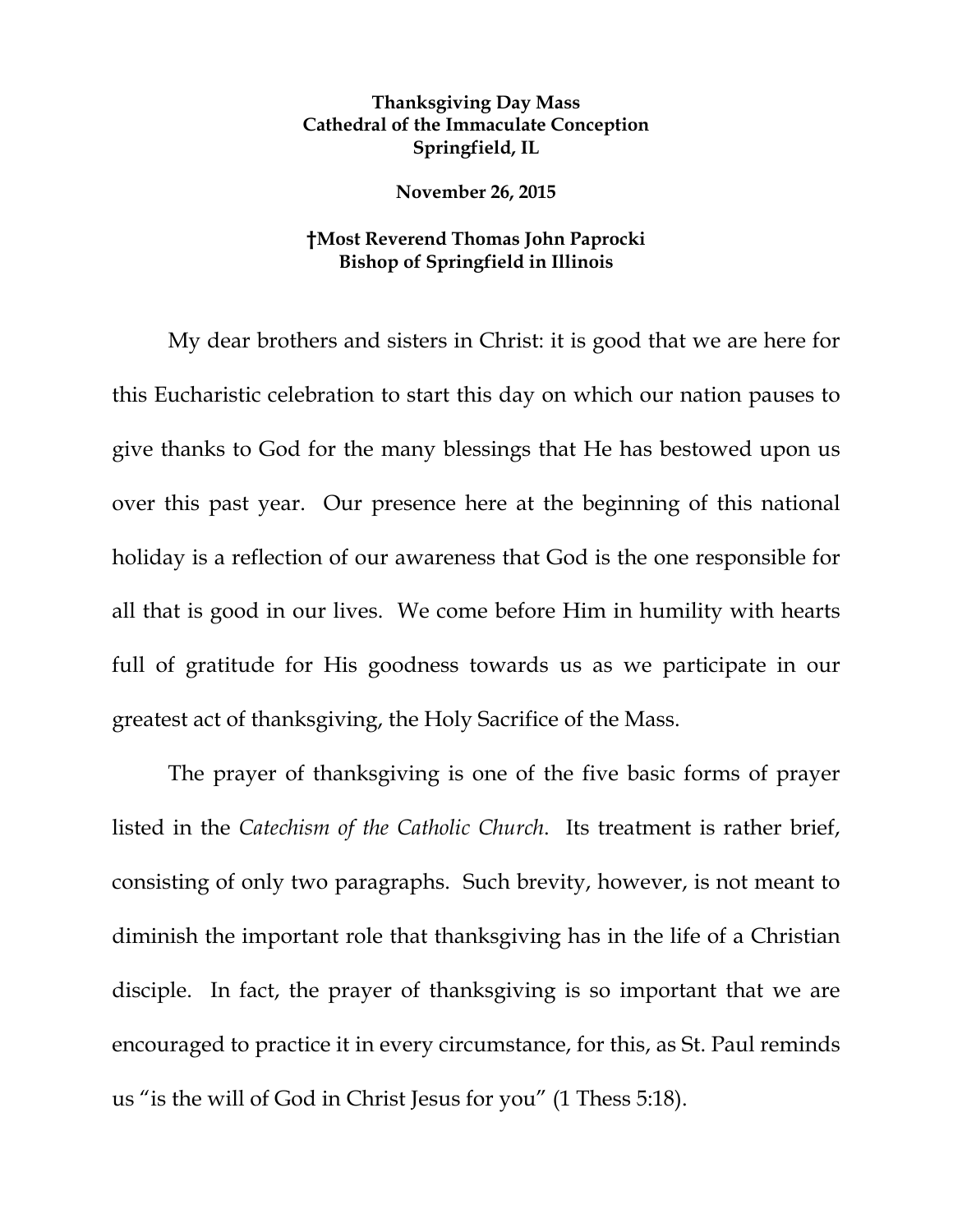**Thanksgiving Day Mass**
**Cathedral of the Immaculate Conception**
**Springfield, IL**

**November 26, 2015**

**†Most Reverend Thomas John Paprocki**
**Bishop of Springfield in Illinois**

My dear brothers and sisters in Christ: it is good that we are here for this Eucharistic celebration to start this day on which our nation pauses to give thanks to God for the many blessings that He has bestowed upon us over this past year. Our presence here at the beginning of this national holiday is a reflection of our awareness that God is the one responsible for all that is good in our lives. We come before Him in humility with hearts full of gratitude for His goodness towards us as we participate in our greatest act of thanksgiving, the Holy Sacrifice of the Mass.

The prayer of thanksgiving is one of the five basic forms of prayer listed in the *Catechism of the Catholic Church*. Its treatment is rather brief, consisting of only two paragraphs. Such brevity, however, is not meant to diminish the important role that thanksgiving has in the life of a Christian disciple. In fact, the prayer of thanksgiving is so important that we are encouraged to practice it in every circumstance, for this, as St. Paul reminds us "is the will of God in Christ Jesus for you" (1 Thess 5:18).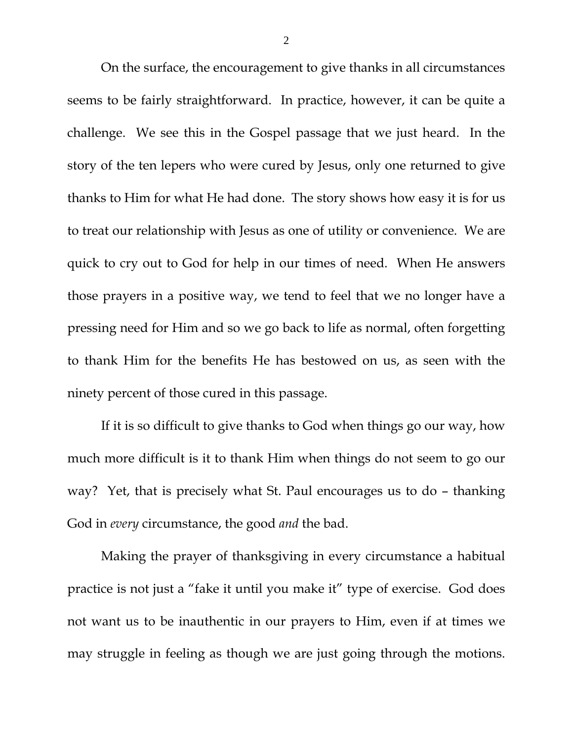On the surface, the encouragement to give thanks in all circumstances seems to be fairly straightforward. In practice, however, it can be quite a challenge. We see this in the Gospel passage that we just heard. In the story of the ten lepers who were cured by Jesus, only one returned to give thanks to Him for what He had done. The story shows how easy it is for us to treat our relationship with Jesus as one of utility or convenience. We are quick to cry out to God for help in our times of need. When He answers those prayers in a positive way, we tend to feel that we no longer have a pressing need for Him and so we go back to life as normal, often forgetting to thank Him for the benefits He has bestowed on us, as seen with the ninety percent of those cured in this passage.

If it is so difficult to give thanks to God when things go our way, how much more difficult is it to thank Him when things do not seem to go our way? Yet, that is precisely what St. Paul encourages us to do – thanking God in *every* circumstance, the good *and* the bad.

Making the prayer of thanksgiving in every circumstance a habitual practice is not just a "fake it until you make it" type of exercise. God does not want us to be inauthentic in our prayers to Him, even if at times we may struggle in feeling as though we are just going through the motions.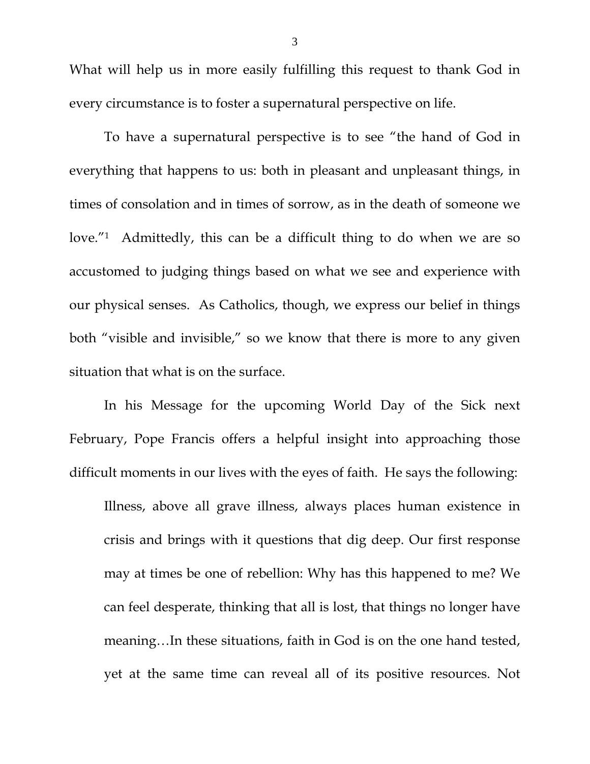What will help us in more easily fulfilling this request to thank God in every circumstance is to foster a supernatural perspective on life.

To have a supernatural perspective is to see "the hand of God in everything that happens to us: both in pleasant and unpleasant things, in times of consolation and in times of sorrow, as in the death of someone we love."[1] Admittedly, this can be a difficult thing to do when we are so accustomed to judging things based on what we see and experience with our physical senses. As Catholics, though, we express our belief in things both "visible and invisible," so we know that there is more to any given situation that what is on the surface.

In his Message for the upcoming World Day of the Sick next February, Pope Francis offers a helpful insight into approaching those difficult moments in our lives with the eyes of faith. He says the following:

> Illness, above all grave illness, always places human existence in crisis and brings with it questions that dig deep. Our first response may at times be one of rebellion: Why has this happened to me? We can feel desperate, thinking that all is lost, that things no longer have meaning…In these situations, faith in God is on the one hand tested, yet at the same time can reveal all of its positive resources. Not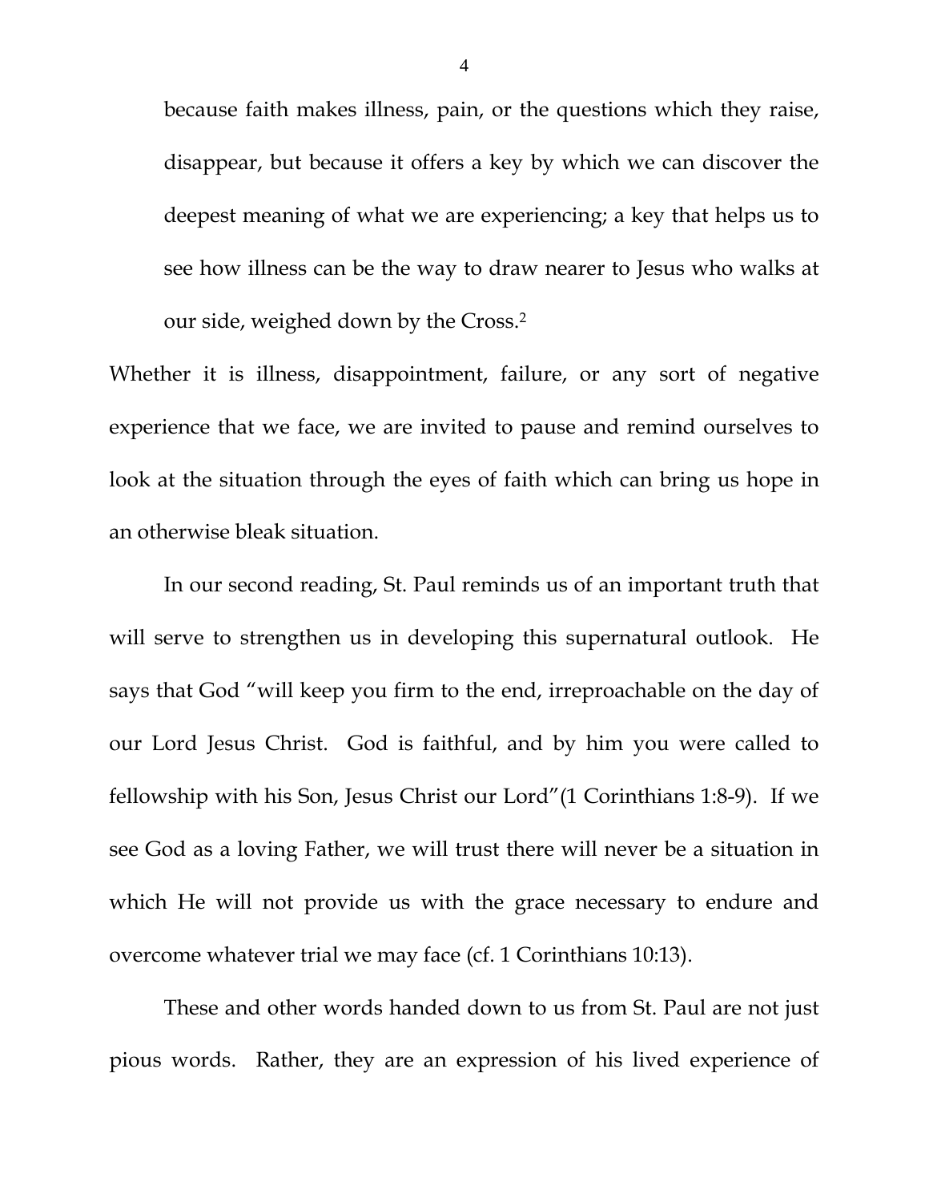> because faith makes illness, pain, or the questions which they raise, disappear, but because it offers a key by which we can discover the deepest meaning of what we are experiencing; a key that helps us to see how illness can be the way to draw nearer to Jesus who walks at our side, weighed down by the Cross.[2]

Whether it is illness, disappointment, failure, or any sort of negative experience that we face, we are invited to pause and remind ourselves to look at the situation through the eyes of faith which can bring us hope in an otherwise bleak situation.

In our second reading, St. Paul reminds us of an important truth that will serve to strengthen us in developing this supernatural outlook. He says that God "will keep you firm to the end, irreproachable on the day of our Lord Jesus Christ. God is faithful, and by him you were called to fellowship with his Son, Jesus Christ our Lord"(1 Corinthians 1:8-9). If we see God as a loving Father, we will trust there will never be a situation in which He will not provide us with the grace necessary to endure and overcome whatever trial we may face (cf. 1 Corinthians 10:13).

These and other words handed down to us from St. Paul are not just pious words. Rather, they are an expression of his lived experience of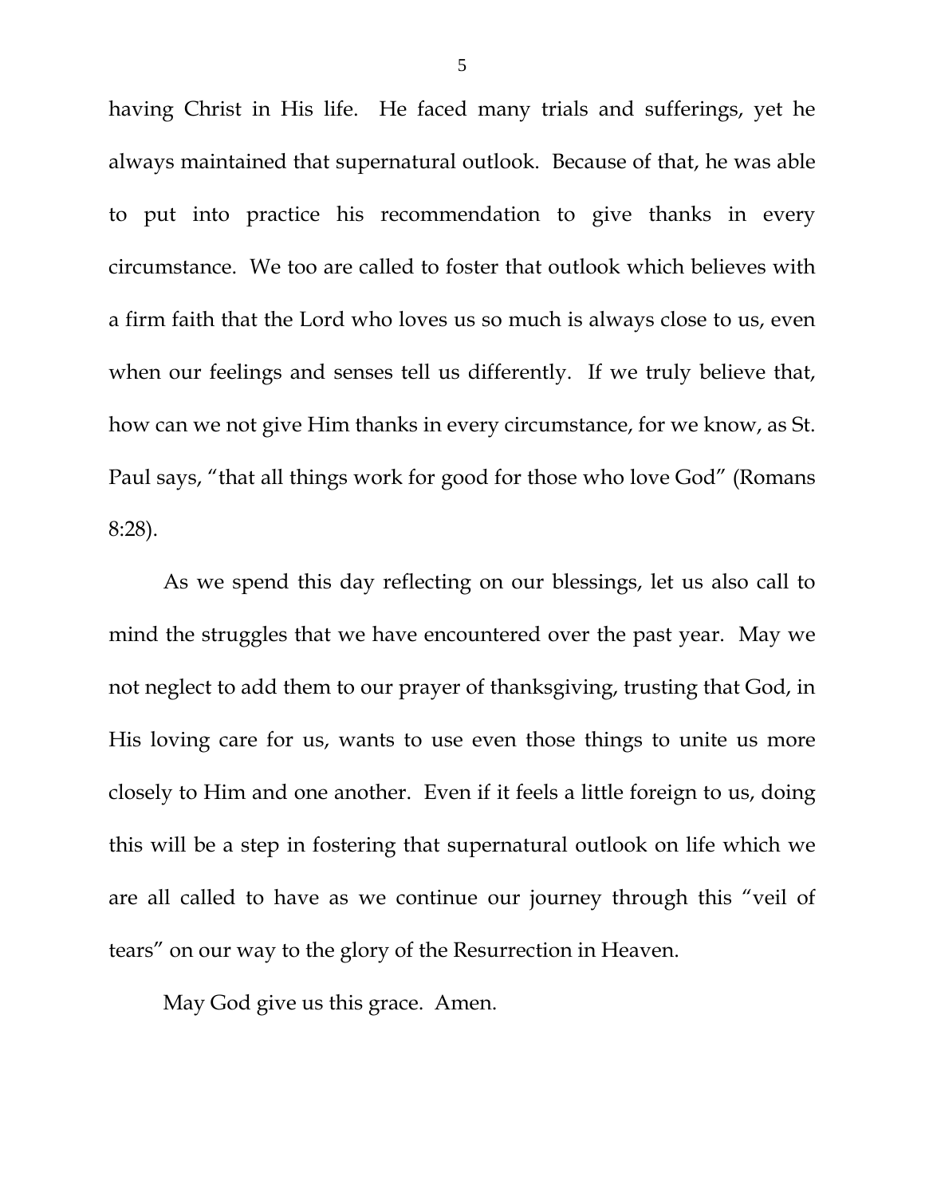having Christ in His life. He faced many trials and sufferings, yet he always maintained that supernatural outlook. Because of that, he was able to put into practice his recommendation to give thanks in every circumstance. We too are called to foster that outlook which believes with a firm faith that the Lord who loves us so much is always close to us, even when our feelings and senses tell us differently. If we truly believe that, how can we not give Him thanks in every circumstance, for we know, as St. Paul says, "that all things work for good for those who love God" (Romans 8:28).

As we spend this day reflecting on our blessings, let us also call to mind the struggles that we have encountered over the past year. May we not neglect to add them to our prayer of thanksgiving, trusting that God, in His loving care for us, wants to use even those things to unite us more closely to Him and one another. Even if it feels a little foreign to us, doing this will be a step in fostering that supernatural outlook on life which we are all called to have as we continue our journey through this "veil of tears" on our way to the glory of the Resurrection in Heaven.

May God give us this grace. Amen.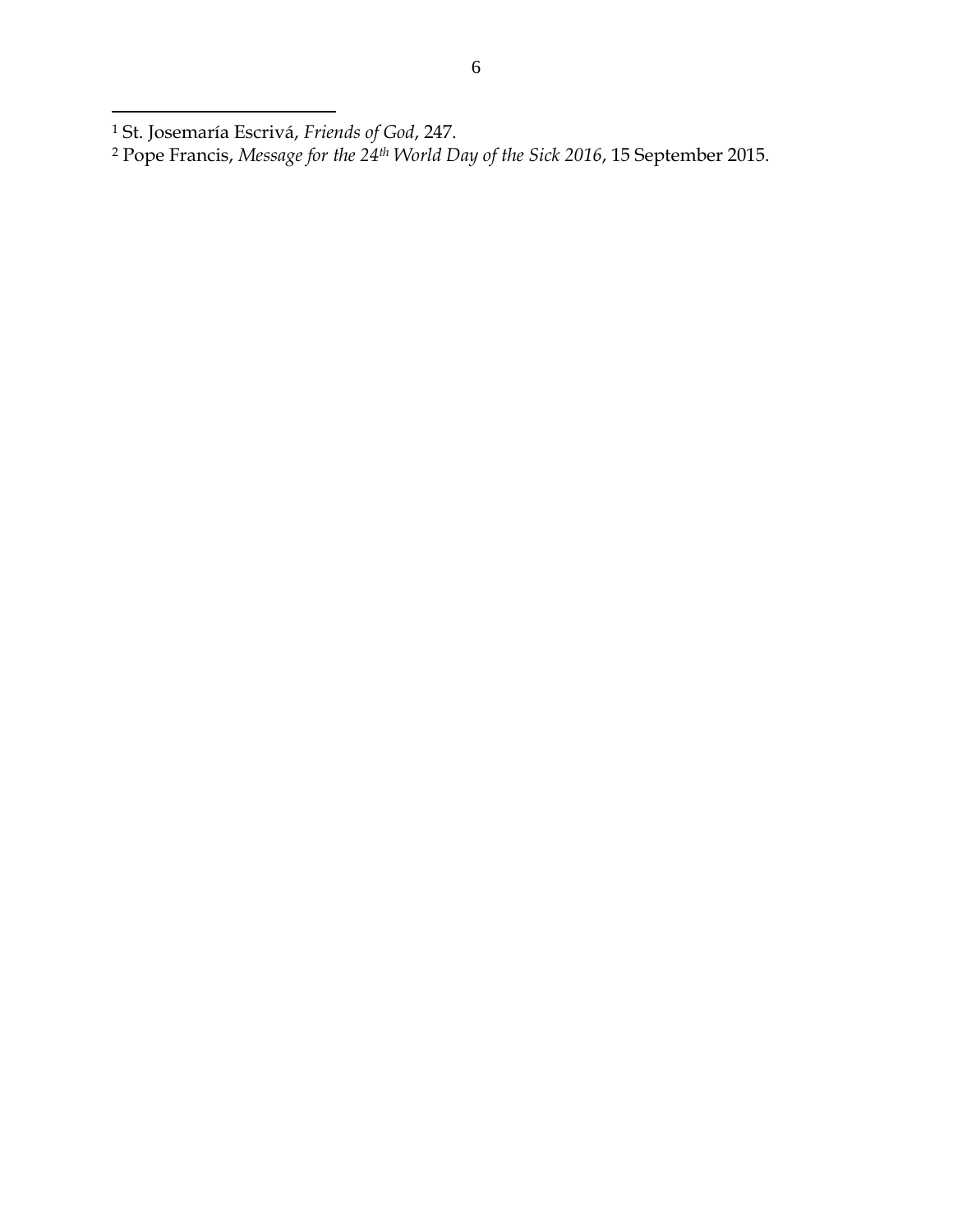[1] St. Josemaría Escrivá, *Friends of God*, 247.

[2] Pope Francis, *Message for the 24th World Day of the Sick 2016*, 15 September 2015.